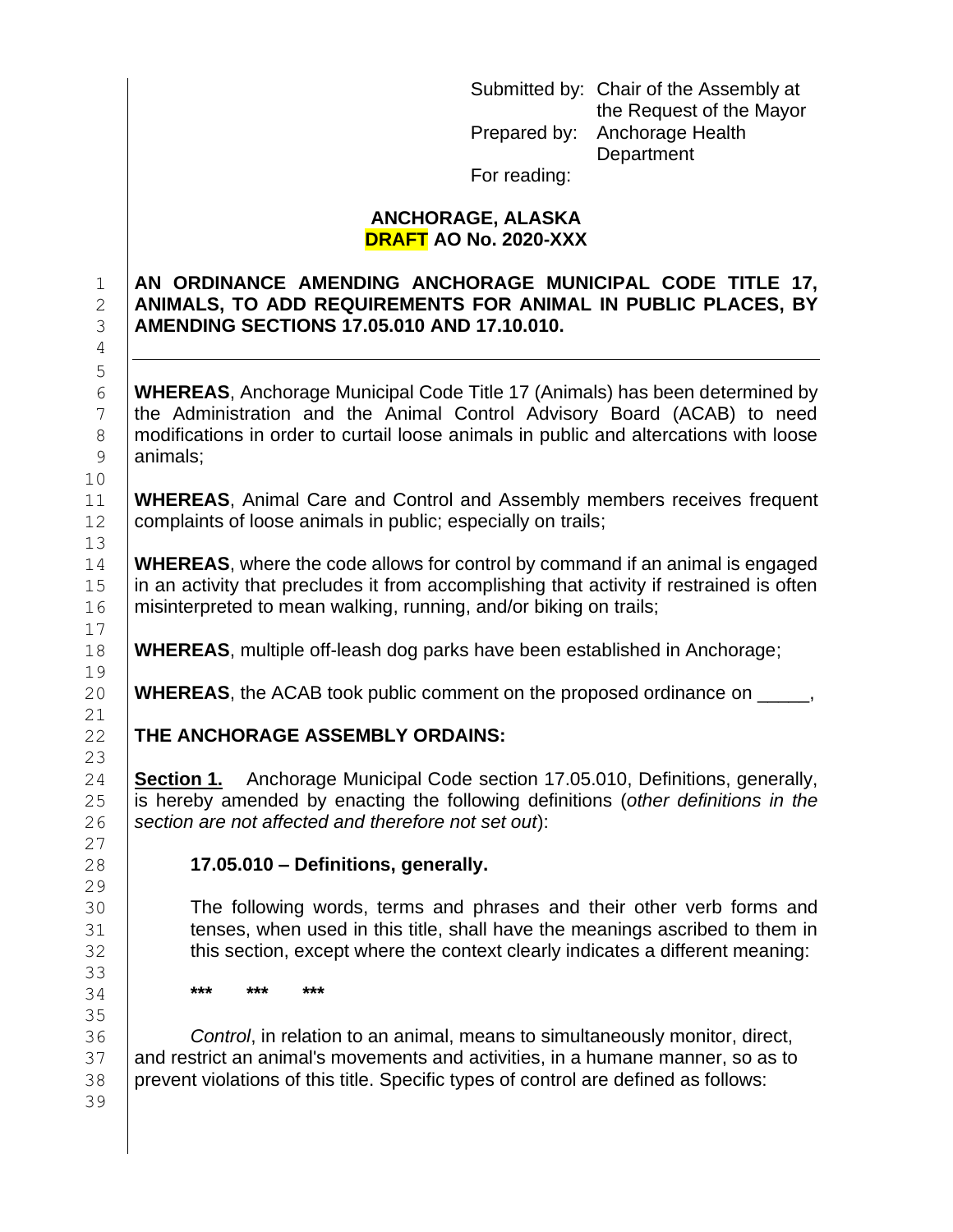Submitted by: Chair of the Assembly at the Request of the Mayor
Prepared by: Anchorage Health Department
For reading:

**ANCHORAGE, ALASKA**
**DRAFT AO No. 2020-XXX**

**AN ORDINANCE AMENDING ANCHORAGE MUNICIPAL CODE TITLE 17, ANIMALS, TO ADD REQUIREMENTS FOR ANIMAL IN PUBLIC PLACES, BY AMENDING SECTIONS 17.05.010 AND 17.10.010.**

---

**WHEREAS**, Anchorage Municipal Code Title 17 (Animals) has been determined by the Administration and the Animal Control Advisory Board (ACAB) to need modifications in order to curtail loose animals in public and altercations with loose animals;

**WHEREAS**, Animal Care and Control and Assembly members receives frequent complaints of loose animals in public; especially on trails;

**WHEREAS**, where the code allows for control by command if an animal is engaged in an activity that precludes it from accomplishing that activity if restrained is often misinterpreted to mean walking, running, and/or biking on trails;

**WHEREAS**, multiple off-leash dog parks have been established in Anchorage;

**WHEREAS**, the ACAB took public comment on the proposed ordinance on _____,

**THE ANCHORAGE ASSEMBLY ORDAINS:**

**Section 1.** Anchorage Municipal Code section 17.05.010, Definitions, generally, is hereby amended by enacting the following definitions (*other definitions in the section are not affected and therefore not set out*):

**17.05.010 – Definitions, generally.**

The following words, terms and phrases and their other verb forms and tenses, when used in this title, shall have the meanings ascribed to them in this section, except where the context clearly indicates a different meaning:

**\*\*\* \*\*\* \*\*\***

*Control*, in relation to an animal, means to simultaneously monitor, direct, and restrict an animal's movements and activities, in a humane manner, so as to prevent violations of this title. Specific types of control are defined as follows: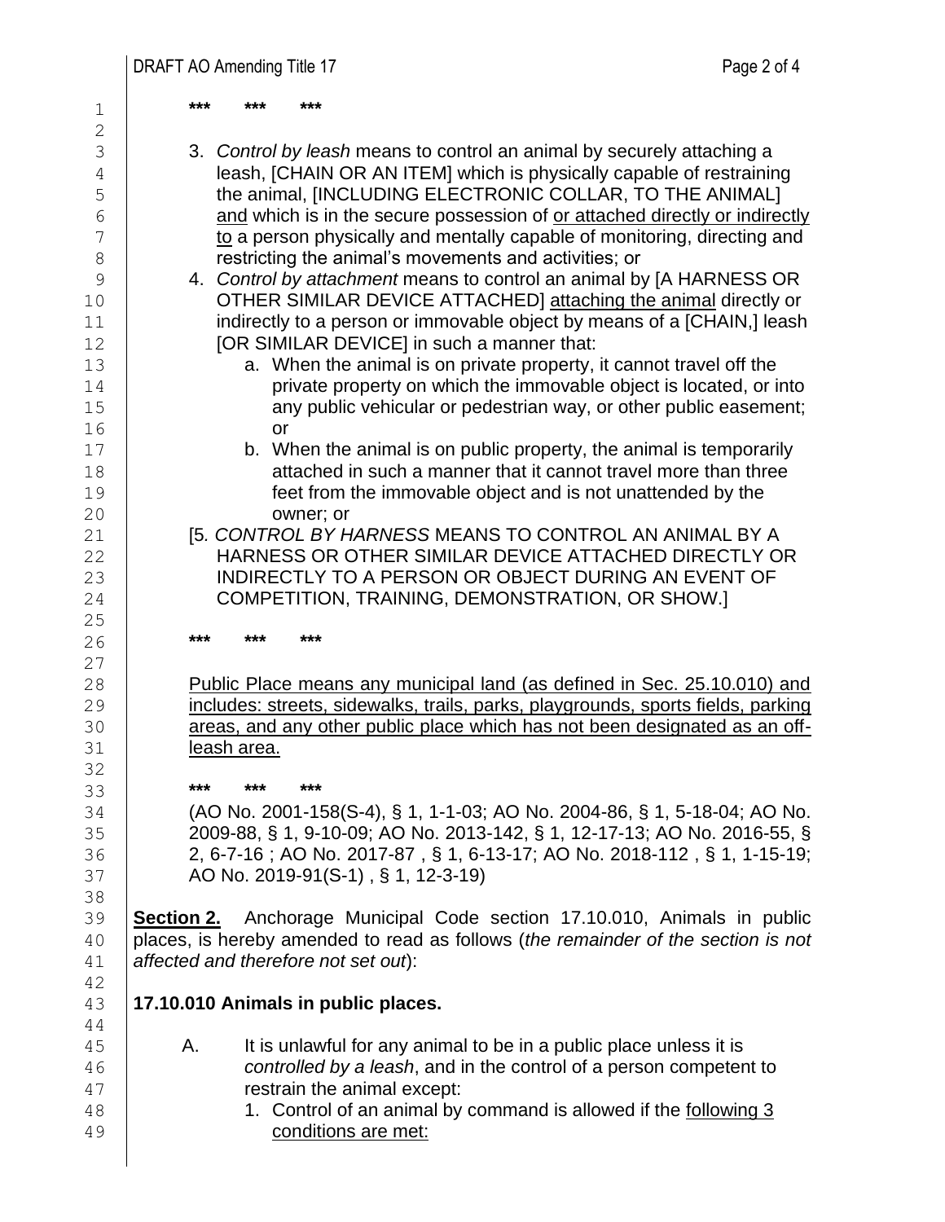\*\*\* \*\*\* \*\*\*

3. *Control by leash* means to control an animal by securely attaching a leash, [CHAIN OR AN ITEM] which is physically capable of restraining the animal, [INCLUDING ELECTRONIC COLLAR, TO THE ANIMAL] <u>and</u> which is in the secure possession of <u>or attached directly or indirectly to</u> a person physically and mentally capable of monitoring, directing and restricting the animal's movements and activities; or
4. *Control by attachment* means to control an animal by [A HARNESS OR OTHER SIMILAR DEVICE ATTACHED] <u>attaching the animal</u> directly or indirectly to a person or immovable object by means of a [CHAIN,] leash [OR SIMILAR DEVICE] in such a manner that:
   a. When the animal is on private property, it cannot travel off the private property on which the immovable object is located, or into any public vehicular or pedestrian way, or other public easement; or
   b. When the animal is on public property, the animal is temporarily attached in such a manner that it cannot travel more than three feet from the immovable object and is not unattended by the owner; or

[5. *CONTROL BY HARNESS* MEANS TO CONTROL AN ANIMAL BY A HARNESS OR OTHER SIMILAR DEVICE ATTACHED DIRECTLY OR INDIRECTLY TO A PERSON OR OBJECT DURING AN EVENT OF COMPETITION, TRAINING, DEMONSTRATION, OR SHOW.]

\*\*\* \*\*\* \*\*\*

<u>Public Place means any municipal land (as defined in Sec. 25.10.010) and includes: streets, sidewalks, trails, parks, playgrounds, sports fields, parking areas, and any other public place which has not been designated as an off-leash area.</u>

\*\*\* \*\*\* \*\*\*

(AO No. 2001-158(S-4), § 1, 1-1-03; AO No. 2004-86, § 1, 5-18-04; AO No. 2009-88, § 1, 9-10-09; AO No. 2013-142, § 1, 12-17-13; AO No. 2016-55, § 2, 6-7-16 ; AO No. 2017-87 , § 1, 6-13-17; AO No. 2018-112 , § 1, 1-15-19; AO No. 2019-91(S-1) , § 1, 12-3-19)

<u>**Section 2.**</u> Anchorage Municipal Code section 17.10.010, Animals in public places, is hereby amended to read as follows (*the remainder of the section is not affected and therefore not set out*):

**17.10.010 Animals in public places.**

A. It is unlawful for any animal to be in a public place unless it is *controlled by a leash*, and in the control of a person competent to restrain the animal except:
   1. Control of an animal by command is allowed if the <u>following 3 conditions are met:</u>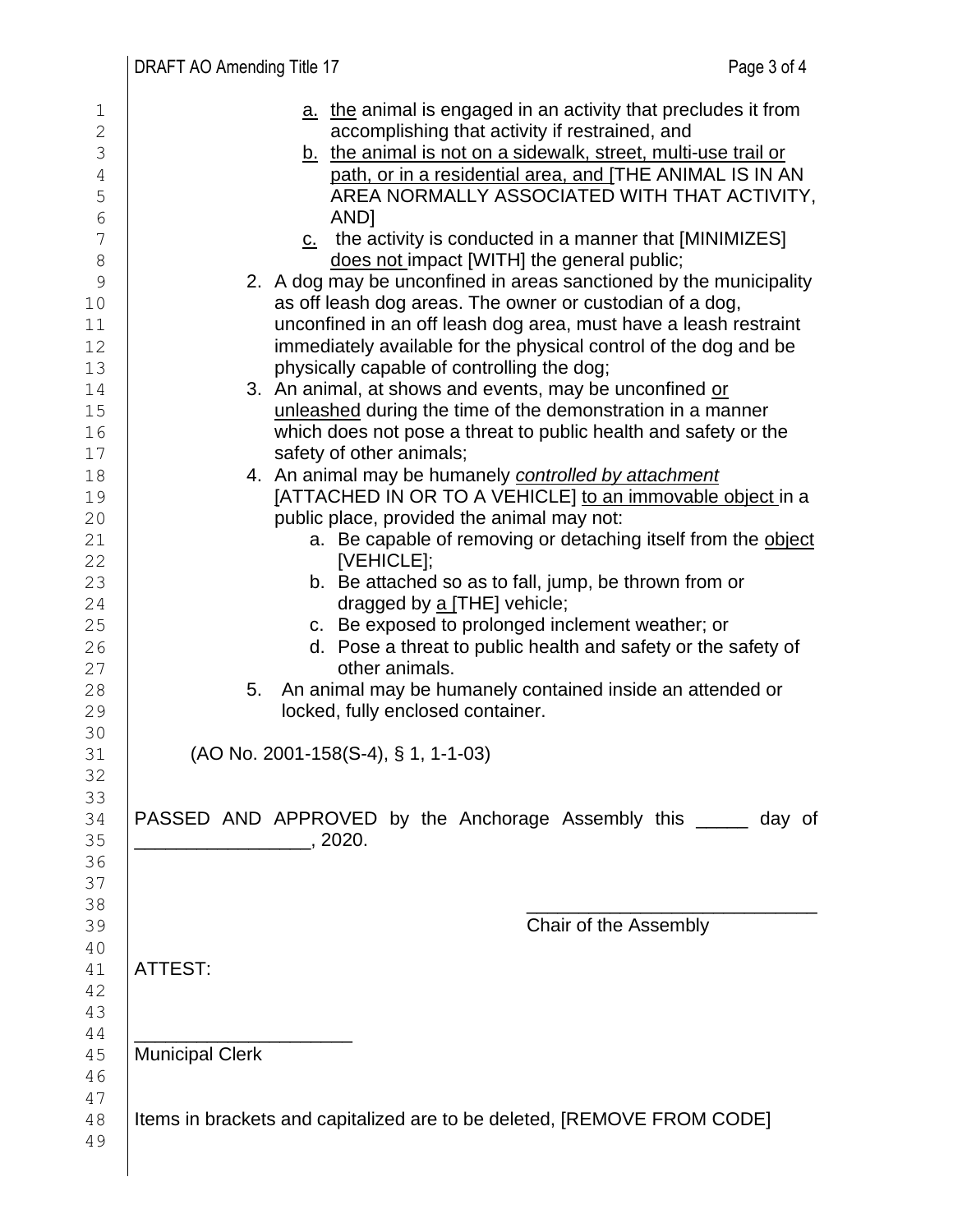a. <u>the</u> animal is engaged in an activity that precludes it from accomplishing that activity if restrained, and

b. <u>the animal is not on a sidewalk, street, multi-use trail or path, or in a residential area, and</u> [THE ANIMAL IS IN AN AREA NORMALLY ASSOCIATED WITH THAT ACTIVITY, AND]

c. the activity is conducted in a manner that [MINIMIZES] <u>does not</u> impact [WITH] the general public;

2. A dog may be unconfined in areas sanctioned by the municipality as off leash dog areas. The owner or custodian of a dog, unconfined in an off leash dog area, must have a leash restraint immediately available for the physical control of the dog and be physically capable of controlling the dog;

3. An animal, at shows and events, may be unconfined <u>or unleashed</u> during the time of the demonstration in a manner which does not pose a threat to public health and safety or the safety of other animals;

4. An animal may be humanely <u>*controlled by attachment*</u> [ATTACHED IN OR TO A VEHICLE] <u>to an immovable object</u> in a public place, provided the animal may not:

   a. Be capable of removing or detaching itself from the <u>object</u> [VEHICLE];

   b. Be attached so as to fall, jump, be thrown from or dragged by <u>a</u> [THE] vehicle;

   c. Be exposed to prolonged inclement weather; or

   d. Pose a threat to public health and safety or the safety of other animals.

5. An animal may be humanely contained inside an attended or locked, fully enclosed container.

(AO No. 2001-158(S-4), § 1, 1-1-03)

PASSED AND APPROVED by the Anchorage Assembly this _____ day of ________________, 2020.

___________________________

Chair of the Assembly

ATTEST:

____________________

Municipal Clerk

Items in brackets and capitalized are to be deleted, [REMOVE FROM CODE]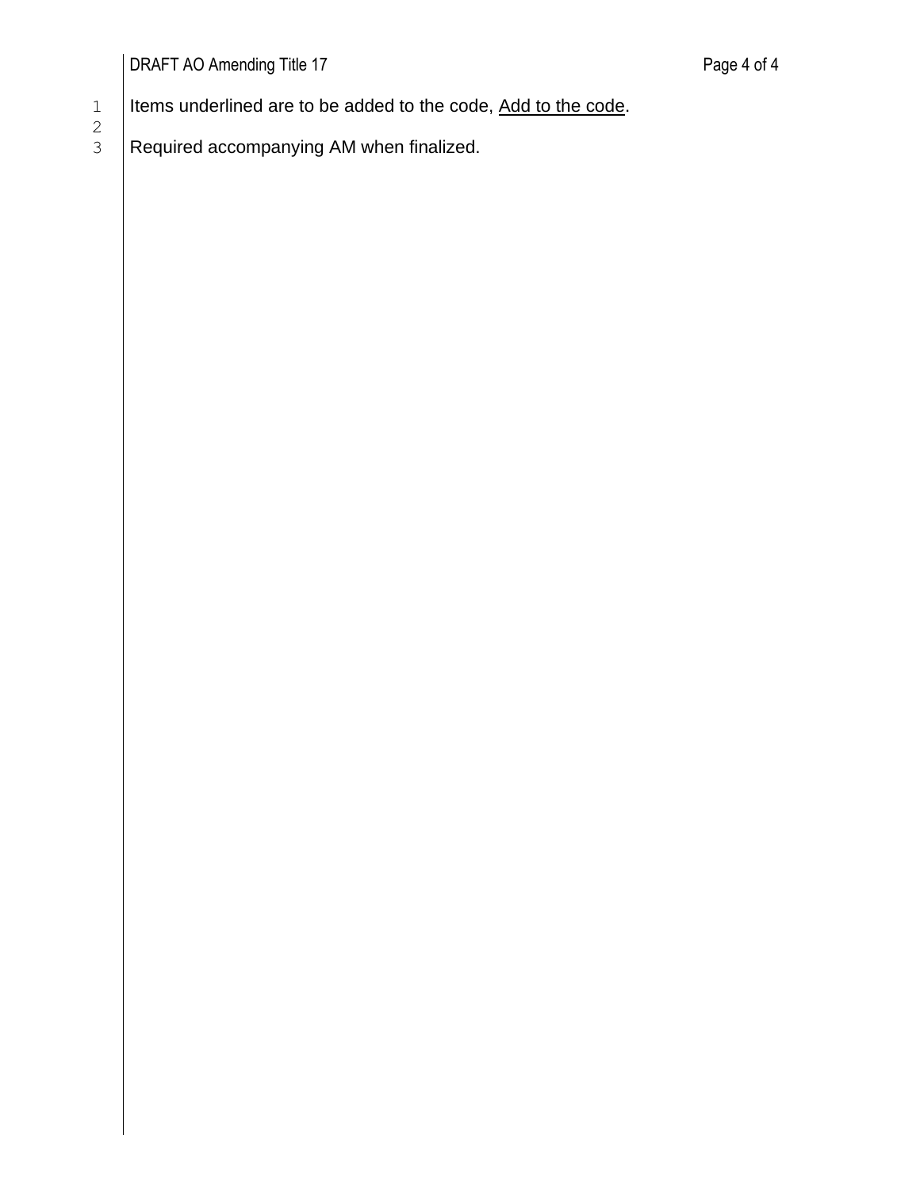Items underlined are to be added to the code, <u>Add to the code</u>.

Required accompanying AM when finalized.